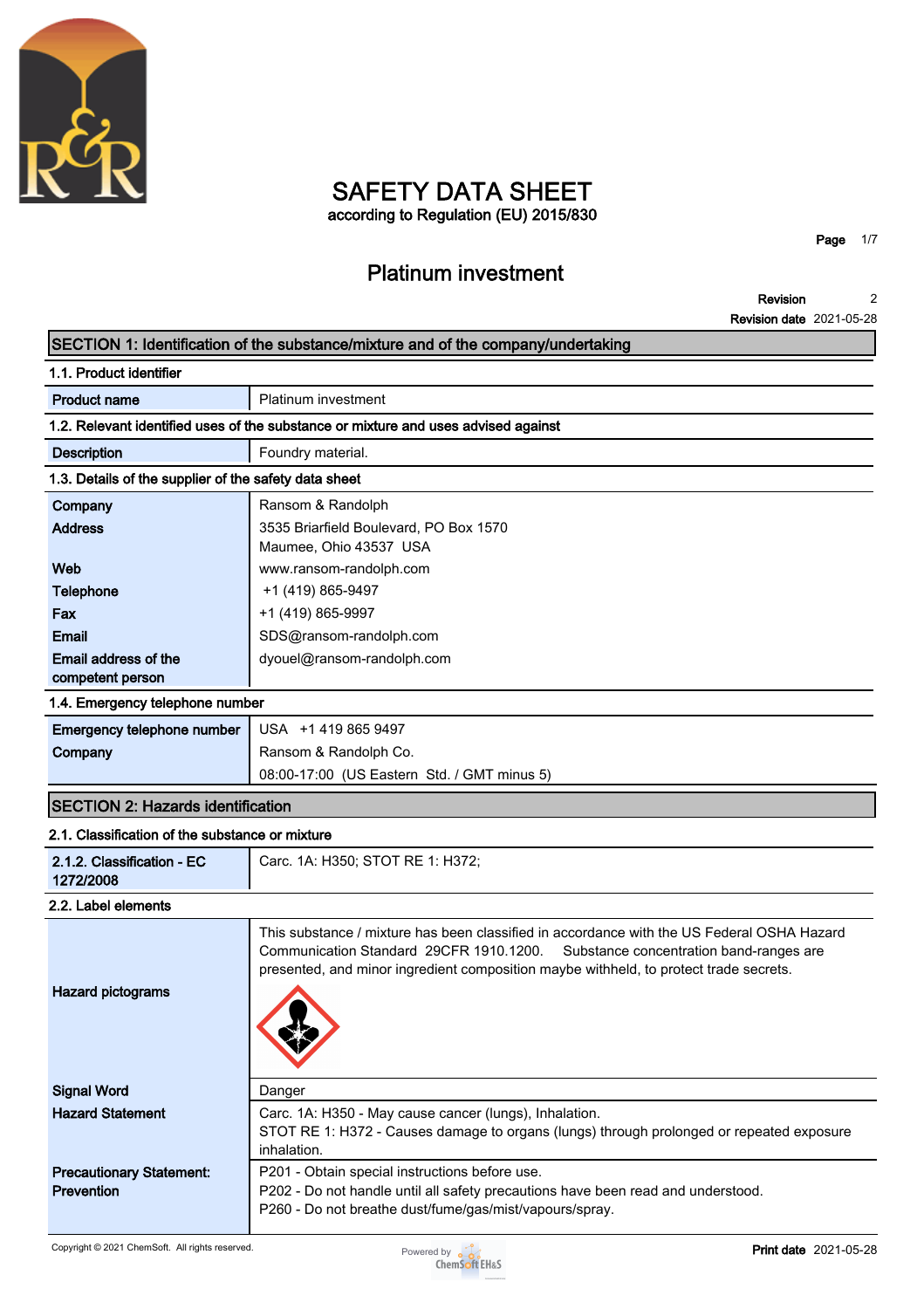# SAFETY DATA SHEET

according to Regulation (EU) 2015/830

## Platinum investment

**Revision** 2

**Revision date** 2021-05-28

## SECTION 1: Identification of the substance/mixture and of the company/undertaking

### 1.1. Product identifier

| | |
|---|---|
| **Product name** | Platinum investment |

### 1.2. Relevant identified uses of the substance or mixture and uses advised against

| | |
|---|---|
| **Description** | Foundry material. |

### 1.3. Details of the supplier of the safety data sheet

| | |
|---|---|
| **Company** | Ransom & Randolph |
| **Address** | 3535 Briarfield Boulevard, PO Box 1570<br>Maumee, Ohio 43537 USA |
| **Web** | www.ransom-randolph.com |
| **Telephone** | +1 (419) 865-9497 |
| **Fax** | +1 (419) 865-9997 |
| **Email** | SDS@ransom-randolph.com |
| **Email address of the competent person** | dyouel@ransom-randolph.com |

### 1.4. Emergency telephone number

| | |
|---|---|
| **Emergency telephone number** | USA +1 419 865 9497 |
| **Company** | Ransom & Randolph Co.<br>08:00-17:00 (US Eastern Std. / GMT minus 5) |

## SECTION 2: Hazards identification

### 2.1. Classification of the substance or mixture

| | |
|---|---|
| **2.1.2. Classification - EC 1272/2008** | Carc. 1A: H350; STOT RE 1: H372; |

### 2.2. Label elements

| | |
|---|---|
| **Hazard pictograms** | This substance / mixture has been classified in accordance with the US Federal OSHA Hazard Communication Standard 29CFR 1910.1200. Substance concentration band-ranges are presented, and minor ingredient composition maybe withheld, to protect trade secrets. |
| **Signal Word** | Danger |
| **Hazard Statement** | Carc. 1A: H350 - May cause cancer (lungs), Inhalation.<br>STOT RE 1: H372 - Causes damage to organs (lungs) through prolonged or repeated exposure inhalation. |
| **Precautionary Statement: Prevention** | P201 - Obtain special instructions before use.<br>P202 - Do not handle until all safety precautions have been read and understood.<br>P260 - Do not breathe dust/fume/gas/mist/vapours/spray. |

Copyright © 2021 ChemSoft. All rights reserved.

**Print date** 2021-05-28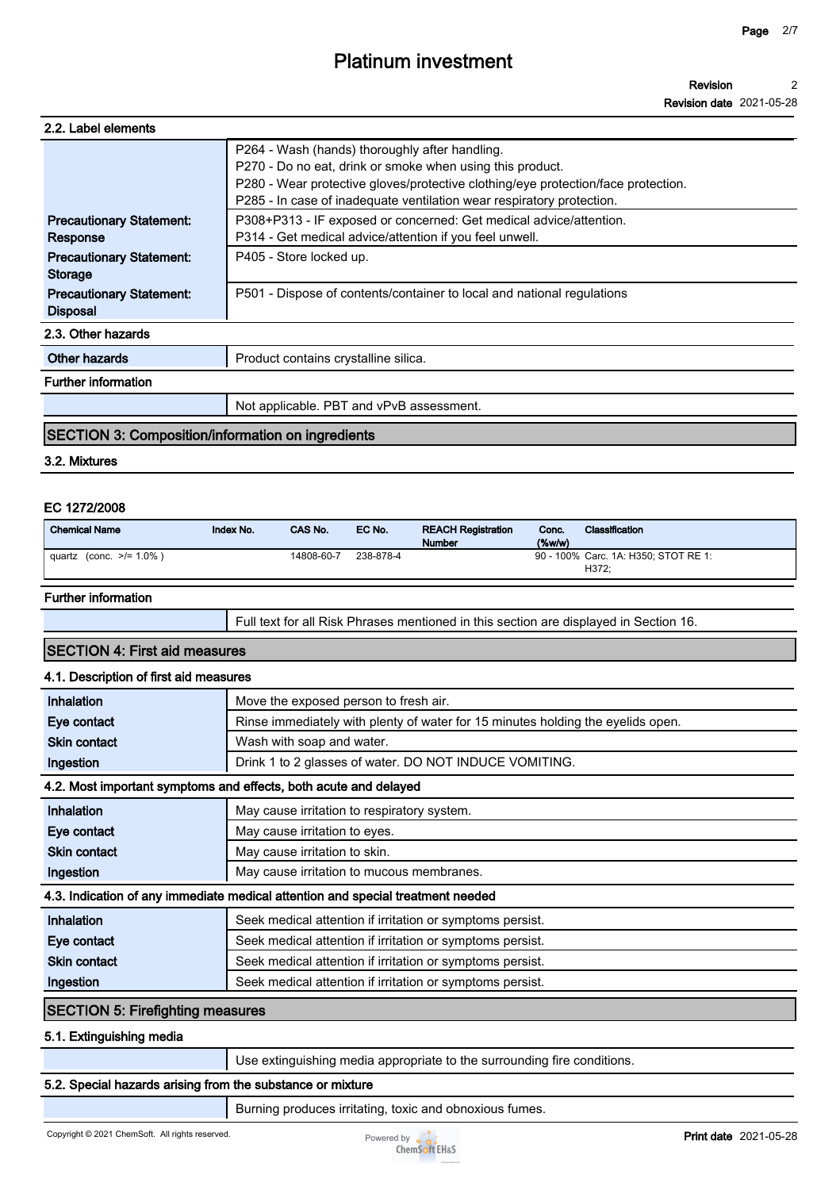### 2.2. Label elements

| | |
|---|---|
| | P264 - Wash (hands) thoroughly after handling.<br>P270 - Do no eat, drink or smoke when using this product.<br>P280 - Wear protective gloves/protective clothing/eye protection/face protection.<br>P285 - In case of inadequate ventilation wear respiratory protection. |
| **Precautionary Statement: Response** | P308+P313 - IF exposed or concerned: Get medical advice/attention.<br>P314 - Get medical advice/attention if you feel unwell. |
| **Precautionary Statement: Storage** | P405 - Store locked up. |
| **Precautionary Statement: Disposal** | P501 - Dispose of contents/container to local and national regulations |

### 2.3. Other hazards

| | |
|---|---|
| **Other hazards** | Product contains crystalline silica. |

**Further information**

Not applicable. PBT and vPvB assessment.

## SECTION 3: Composition/information on ingredients

### 3.2. Mixtures

**EC 1272/2008**

| Chemical Name | Index No. | CAS No. | EC No. | REACH Registration Number | Conc. (%w/w) | Classification |
|---|---|---|---|---|---|---|
| quartz (conc. >/= 1.0% ) | | 14808-60-7 | 238-878-4 | | 90 - 100% | Carc. 1A: H350; STOT RE 1: H372; |

**Further information**

Full text for all Risk Phrases mentioned in this section are displayed in Section 16.

## SECTION 4: First aid measures

### 4.1. Description of first aid measures

| | |
|---|---|
| **Inhalation** | Move the exposed person to fresh air. |
| **Eye contact** | Rinse immediately with plenty of water for 15 minutes holding the eyelids open. |
| **Skin contact** | Wash with soap and water. |
| **Ingestion** | Drink 1 to 2 glasses of water. DO NOT INDUCE VOMITING. |

### 4.2. Most important symptoms and effects, both acute and delayed

| | |
|---|---|
| **Inhalation** | May cause irritation to respiratory system. |
| **Eye contact** | May cause irritation to eyes. |
| **Skin contact** | May cause irritation to skin. |
| **Ingestion** | May cause irritation to mucous membranes. |

### 4.3. Indication of any immediate medical attention and special treatment needed

| | |
|---|---|
| **Inhalation** | Seek medical attention if irritation or symptoms persist. |
| **Eye contact** | Seek medical attention if irritation or symptoms persist. |
| **Skin contact** | Seek medical attention if irritation or symptoms persist. |
| **Ingestion** | Seek medical attention if irritation or symptoms persist. |

## SECTION 5: Firefighting measures

### 5.1. Extinguishing media

Use extinguishing media appropriate to the surrounding fire conditions.

### 5.2. Special hazards arising from the substance or mixture

Burning produces irritating, toxic and obnoxious fumes.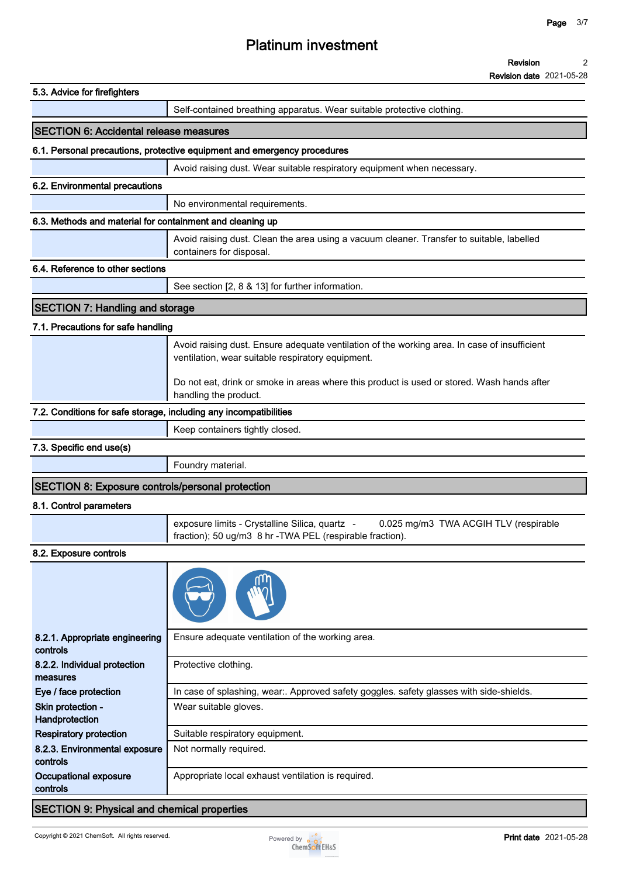### 5.3. Advice for firefighters

| | |
|---|---|
| | Self-contained breathing apparatus. Wear suitable protective clothing. |

## SECTION 6: Accidental release measures

### 6.1. Personal precautions, protective equipment and emergency procedures

| | |
|---|---|
| | Avoid raising dust. Wear suitable respiratory equipment when necessary. |

### 6.2. Environmental precautions

| | |
|---|---|
| | No environmental requirements. |

### 6.3. Methods and material for containment and cleaning up

| | |
|---|---|
| | Avoid raising dust. Clean the area using a vacuum cleaner. Transfer to suitable, labelled containers for disposal. |

### 6.4. Reference to other sections

| | |
|---|---|
| | See section [2, 8 & 13] for further information. |

## SECTION 7: Handling and storage

### 7.1. Precautions for safe handling

| | |
|---|---|
| | Avoid raising dust. Ensure adequate ventilation of the working area. In case of insufficient ventilation, wear suitable respiratory equipment.<br><br>Do not eat, drink or smoke in areas where this product is used or stored. Wash hands after handling the product. |

### 7.2. Conditions for safe storage, including any incompatibilities

| | |
|---|---|
| | Keep containers tightly closed. |

### 7.3. Specific end use(s)

| | |
|---|---|
| | Foundry material. |

## SECTION 8: Exposure controls/personal protection

### 8.1. Control parameters

| | |
|---|---|
| | exposure limits - Crystalline Silica, quartz - 0.025 mg/m3 TWA ACGIH TLV (respirable fraction); 50 ug/m3 8 hr -TWA PEL (respirable fraction). |

### 8.2. Exposure controls

| | |
|---|---|
| **8.2.1. Appropriate engineering controls** | Ensure adequate ventilation of the working area. |
| **8.2.2. Individual protection measures** | Protective clothing. |
| **Eye / face protection** | In case of splashing, wear:. Approved safety goggles. safety glasses with side-shields. |
| **Skin protection - Handprotection** | Wear suitable gloves. |
| **Respiratory protection** | Suitable respiratory equipment. |
| **8.2.3. Environmental exposure controls** | Not normally required. |
| **Occupational exposure controls** | Appropriate local exhaust ventilation is required. |

## SECTION 9: Physical and chemical properties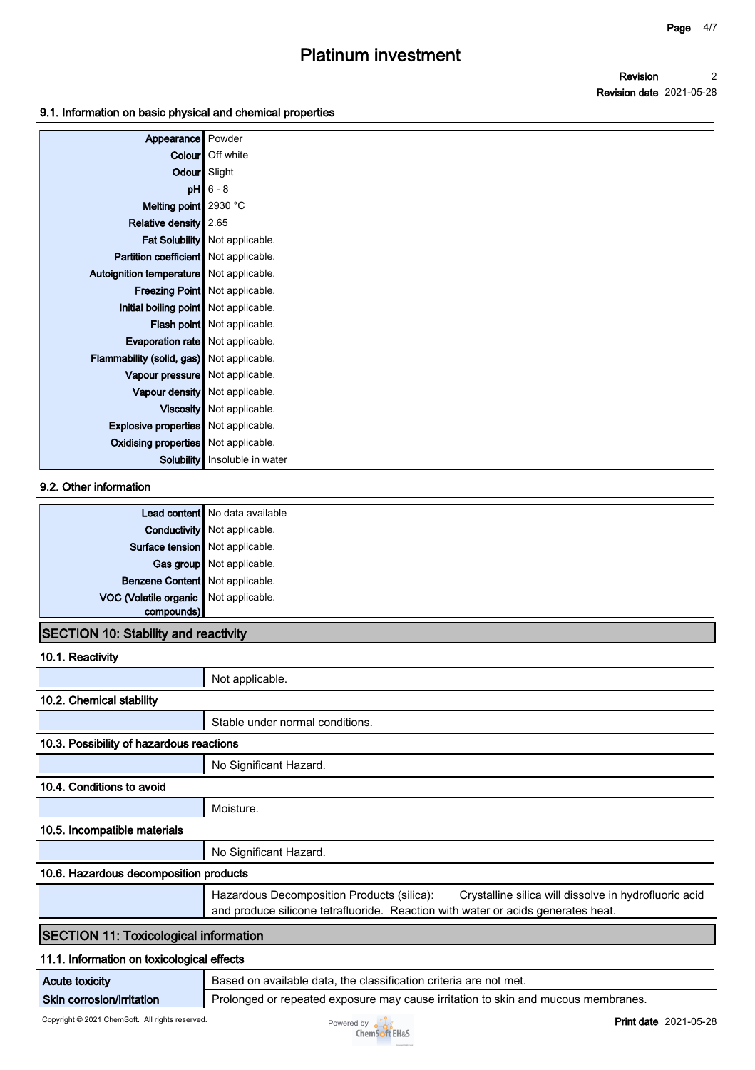### 9.1. Information on basic physical and chemical properties

| | |
|---|---|
| Appearance | Powder |
| Colour | Off white |
| Odour | Slight |
| pH | 6 - 8 |
| Melting point | 2930 °C |
| Relative density | 2.65 |
| Fat Solubility | Not applicable. |
| Partition coefficient | Not applicable. |
| Autoignition temperature | Not applicable. |
| Freezing Point | Not applicable. |
| Initial boiling point | Not applicable. |
| Flash point | Not applicable. |
| Evaporation rate | Not applicable. |
| Flammability (solid, gas) | Not applicable. |
| Vapour pressure | Not applicable. |
| Vapour density | Not applicable. |
| Viscosity | Not applicable. |
| Explosive properties | Not applicable. |
| Oxidising properties | Not applicable. |
| Solubility | Insoluble in water |

### 9.2. Other information

| | |
|---|---|
| Lead content | No data available |
| Conductivity | Not applicable. |
| Surface tension | Not applicable. |
| Gas group | Not applicable. |
| Benzene Content | Not applicable. |
| VOC (Volatile organic compounds) | Not applicable. |

## SECTION 10: Stability and reactivity

### 10.1. Reactivity

Not applicable.

### 10.2. Chemical stability

Stable under normal conditions.

### 10.3. Possibility of hazardous reactions

No Significant Hazard.

### 10.4. Conditions to avoid

Moisture.

### 10.5. Incompatible materials

No Significant Hazard.

### 10.6. Hazardous decomposition products

Hazardous Decomposition Products (silica): Crystalline silica will dissolve in hydrofluoric acid and produce silicone tetrafluoride. Reaction with water or acids generates heat.

## SECTION 11: Toxicological information

### 11.1. Information on toxicological effects

| | |
|---|---|
| Acute toxicity | Based on available data, the classification criteria are not met. |
| Skin corrosion/irritation | Prolonged or repeated exposure may cause irritation to skin and mucous membranes. |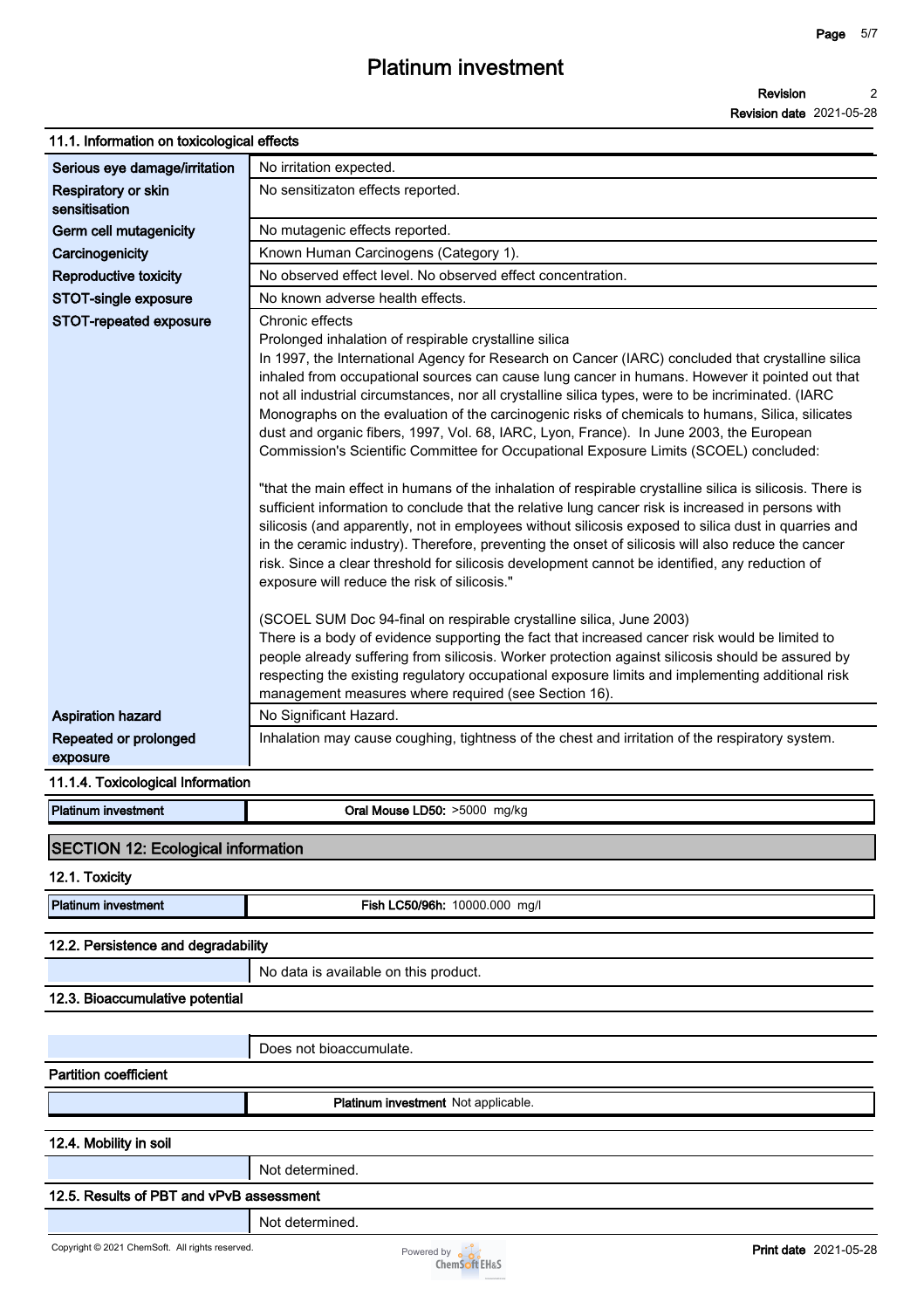# Platinum investment

**Revision** 2
**Revision date** 2021-05-28

### 11.1. Information on toxicological effects

| | |
|---|---|
| **Serious eye damage/irritation** | No irritation expected. |
| **Respiratory or skin sensitisation** | No sensitizaton effects reported. |
| **Germ cell mutagenicity** | No mutagenic effects reported. |
| **Carcinogenicity** | Known Human Carcinogens (Category 1). |
| **Reproductive toxicity** | No observed effect level. No observed effect concentration. |
| **STOT-single exposure** | No known adverse health effects. |
| **STOT-repeated exposure** | Chronic effects<br>Prolonged inhalation of respirable crystalline silica<br>In 1997, the International Agency for Research on Cancer (IARC) concluded that crystalline silica inhaled from occupational sources can cause lung cancer in humans. However it pointed out that not all industrial circumstances, nor all crystalline silica types, were to be incriminated. (IARC Monographs on the evaluation of the carcinogenic risks of chemicals to humans, Silica, silicates dust and organic fibers, 1997, Vol. 68, IARC, Lyon, France). In June 2003, the European Commission's Scientific Committee for Occupational Exposure Limits (SCOEL) concluded:<br><br>"that the main effect in humans of the inhalation of respirable crystalline silica is silicosis. There is sufficient information to conclude that the relative lung cancer risk is increased in persons with silicosis (and apparently, not in employees without silicosis exposed to silica dust in quarries and in the ceramic industry). Therefore, preventing the onset of silicosis will also reduce the cancer risk. Since a clear threshold for silicosis development cannot be identified, any reduction of exposure will reduce the risk of silicosis."<br><br>(SCOEL SUM Doc 94-final on respirable crystalline silica, June 2003)<br>There is a body of evidence supporting the fact that increased cancer risk would be limited to people already suffering from silicosis. Worker protection against silicosis should be assured by respecting the existing regulatory occupational exposure limits and implementing additional risk management measures where required (see Section 16). |
| **Aspiration hazard** | No Significant Hazard. |
| **Repeated or prolonged exposure** | Inhalation may cause coughing, tightness of the chest and irritation of the respiratory system. |

### 11.1.4. Toxicological Information

| | |
|---|---|
| **Platinum investment** | **Oral Mouse LD50:** >5000 mg/kg |

## SECTION 12: Ecological information

### 12.1. Toxicity

| | |
|---|---|
| **Platinum investment** | **Fish LC50/96h:** 10000.000 mg/l |

### 12.2. Persistence and degradability

| | |
|---|---|
| | No data is available on this product. |

### 12.3. Bioaccumulative potential

| | |
|---|---|
| | Does not bioaccumulate. |

**Partition coefficient**

| | |
|---|---|
| | **Platinum investment** Not applicable. |

### 12.4. Mobility in soil

| | |
|---|---|
| | Not determined. |

### 12.5. Results of PBT and vPvB assessment

| | |
|---|---|
| | Not determined. |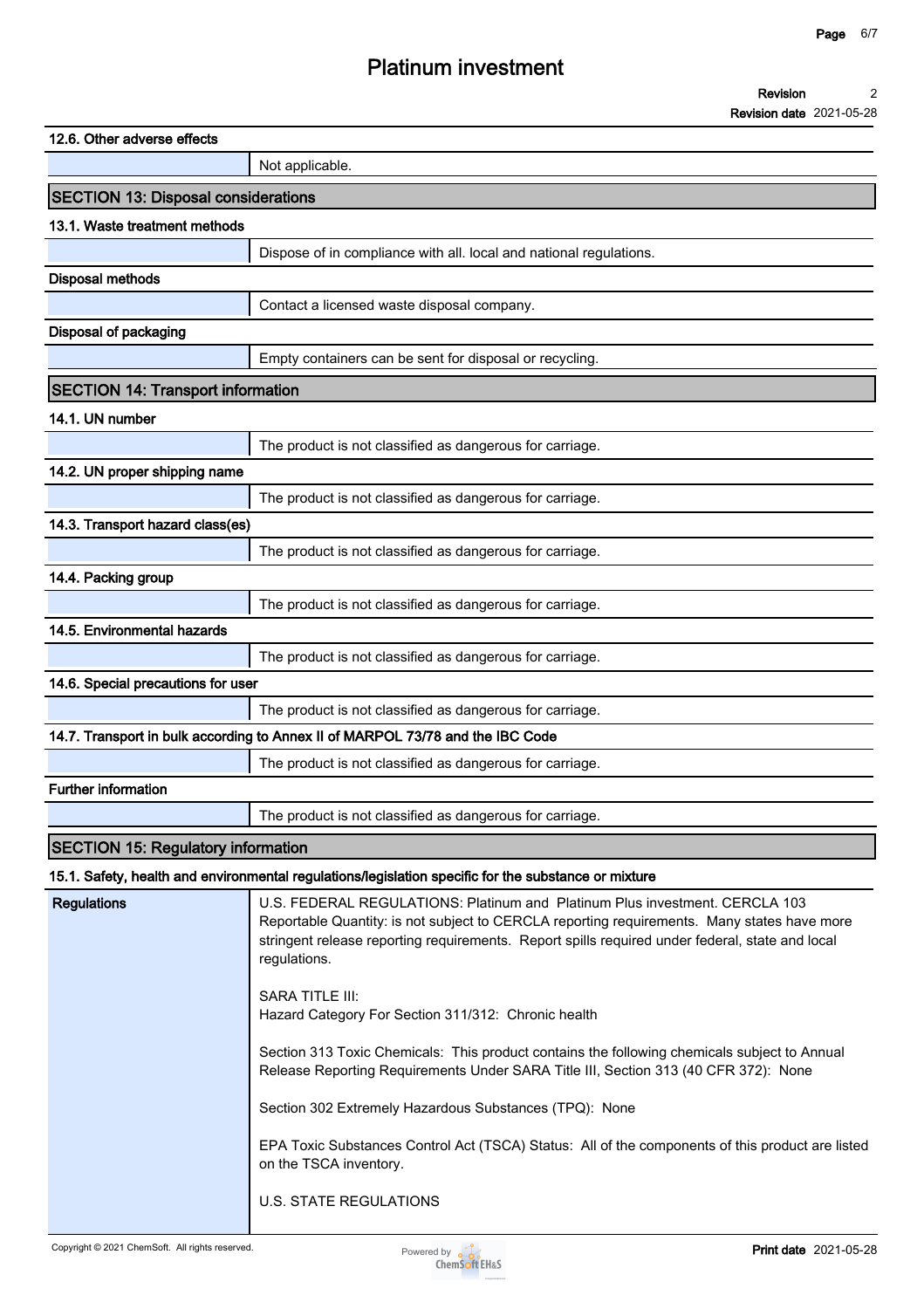### 12.6. Other adverse effects

Not applicable.

## SECTION 13: Disposal considerations

### 13.1. Waste treatment methods

Dispose of in compliance with all. local and national regulations.

**Disposal methods**

Contact a licensed waste disposal company.

**Disposal of packaging**

Empty containers can be sent for disposal or recycling.

## SECTION 14: Transport information

### 14.1. UN number

The product is not classified as dangerous for carriage.

### 14.2. UN proper shipping name

The product is not classified as dangerous for carriage.

### 14.3. Transport hazard class(es)

The product is not classified as dangerous for carriage.

### 14.4. Packing group

The product is not classified as dangerous for carriage.

### 14.5. Environmental hazards

The product is not classified as dangerous for carriage.

### 14.6. Special precautions for user

The product is not classified as dangerous for carriage.

### 14.7. Transport in bulk according to Annex II of MARPOL 73/78 and the IBC Code

The product is not classified as dangerous for carriage.

**Further information**

The product is not classified as dangerous for carriage.

## SECTION 15: Regulatory information

### 15.1. Safety, health and environmental regulations/legislation specific for the substance or mixture

**Regulations**

U.S. FEDERAL REGULATIONS: Platinum and Platinum Plus investment. CERCLA 103 Reportable Quantity: is not subject to CERCLA reporting requirements. Many states have more stringent release reporting requirements. Report spills required under federal, state and local regulations.

SARA TITLE III:
Hazard Category For Section 311/312: Chronic health

Section 313 Toxic Chemicals: This product contains the following chemicals subject to Annual Release Reporting Requirements Under SARA Title III, Section 313 (40 CFR 372): None

Section 302 Extremely Hazardous Substances (TPQ): None

EPA Toxic Substances Control Act (TSCA) Status: All of the components of this product are listed on the TSCA inventory.

U.S. STATE REGULATIONS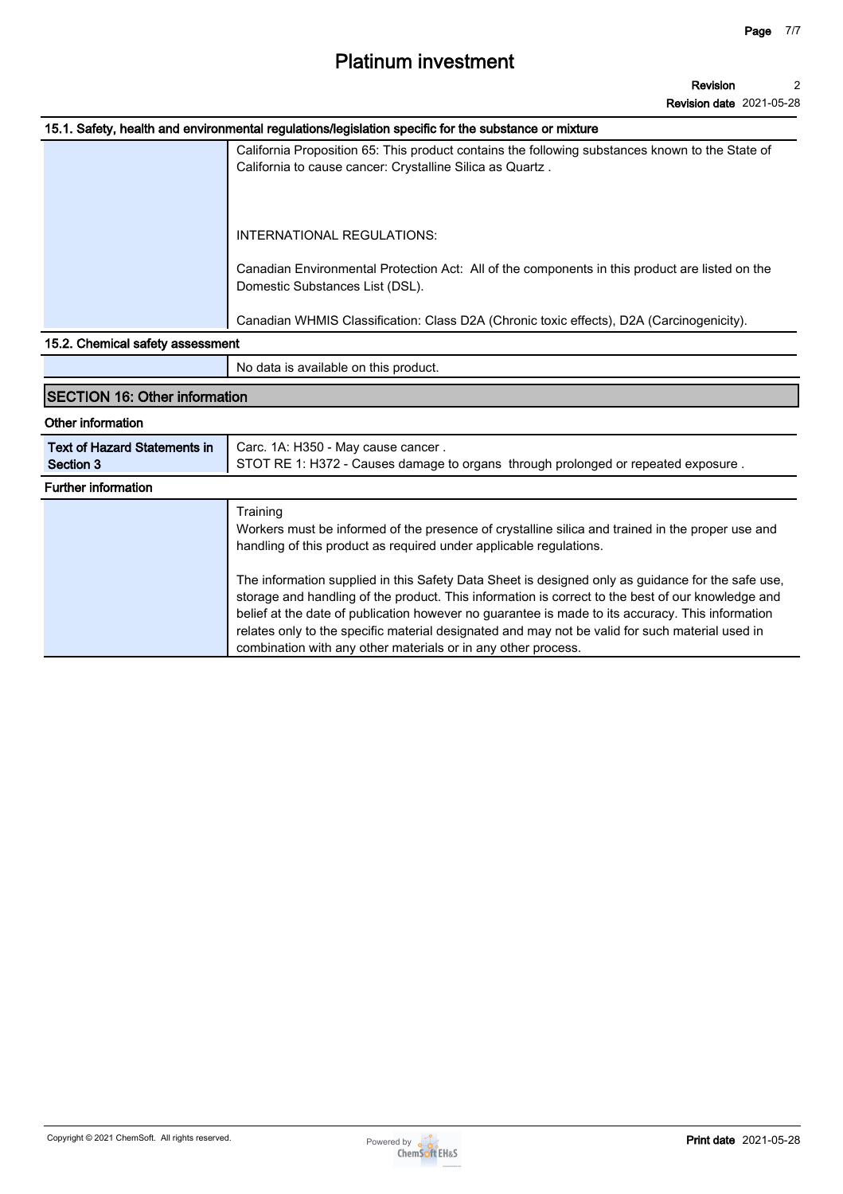### 15.1. Safety, health and environmental regulations/legislation specific for the substance or mixture

| | |
|---|---|
| | California Proposition 65: This product contains the following substances known to the State of California to cause cancer: Crystalline Silica as Quartz .<br><br>INTERNATIONAL REGULATIONS:<br><br>Canadian Environmental Protection Act: All of the components in this product are listed on the Domestic Substances List (DSL).<br><br>Canadian WHMIS Classification: Class D2A (Chronic toxic effects), D2A (Carcinogenicity). |

### 15.2. Chemical safety assessment

| | |
|---|---|
| | No data is available on this product. |

## SECTION 16: Other information

### Other information

| | |
|---|---|
| **Text of Hazard Statements in Section 3** | Carc. 1A: H350 - May cause cancer .<br>STOT RE 1: H372 - Causes damage to organs through prolonged or repeated exposure . |

### Further information

| | |
|---|---|
| | Training<br>Workers must be informed of the presence of crystalline silica and trained in the proper use and handling of this product as required under applicable regulations.<br><br>The information supplied in this Safety Data Sheet is designed only as guidance for the safe use, storage and handling of the product. This information is correct to the best of our knowledge and belief at the date of publication however no guarantee is made to its accuracy. This information relates only to the specific material designated and may not be valid for such material used in combination with any other materials or in any other process. |